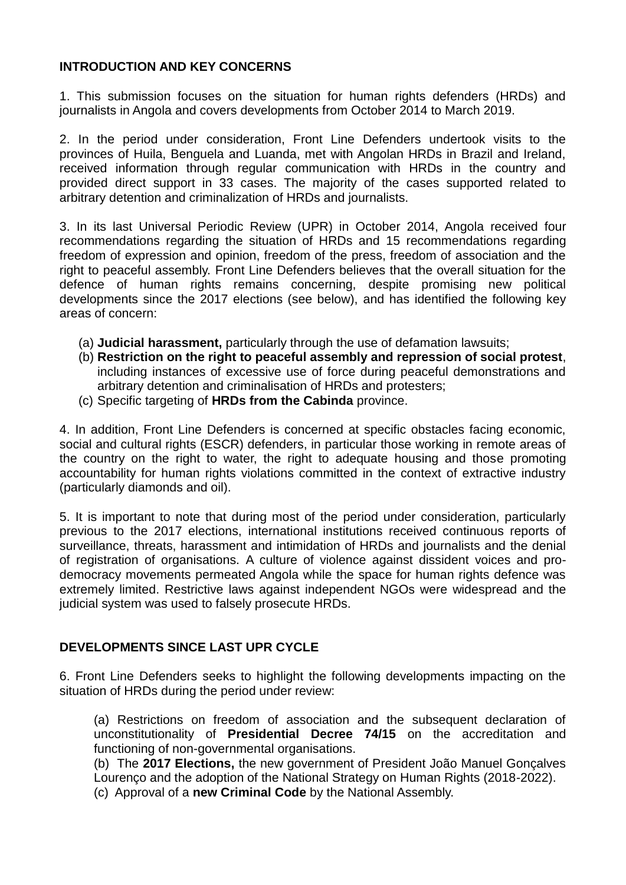**INTRODUCTION AND KEY CONCERNS**

1. This submission focuses on the situation for human rights defenders (HRDs) and journalists in Angola and covers developments from October 2014 to March 2019.

2. In the period under consideration, Front Line Defenders undertook visits to the provinces of Huila, Benguela and Luanda, met with Angolan HRDs in Brazil and Ireland, received information through regular communication with HRDs in the country and provided direct support in 33 cases. The majority of the cases supported related to arbitrary detention and criminalization of HRDs and journalists.

3. In its last Universal Periodic Review (UPR) in October 2014, Angola received four recommendations regarding the situation of HRDs and 15 recommendations regarding freedom of expression and opinion, freedom of the press, freedom of association and the right to peaceful assembly. Front Line Defenders believes that the overall situation for the defence of human rights remains concerning, despite promising new political developments since the 2017 elections (see below), and has identified the following key areas of concern:

(a) **Judicial harassment,** particularly through the use of defamation lawsuits;
(b) **Restriction on the right to peaceful assembly and repression of social protest**, including instances of excessive use of force during peaceful demonstrations and arbitrary detention and criminalisation of HRDs and protesters;
(c) Specific targeting of **HRDs from the Cabinda** province.

4. In addition, Front Line Defenders is concerned at specific obstacles facing economic, social and cultural rights (ESCR) defenders, in particular those working in remote areas of the country on the right to water, the right to adequate housing and those promoting accountability for human rights violations committed in the context of extractive industry (particularly diamonds and oil).

5. It is important to note that during most of the period under consideration, particularly previous to the 2017 elections, international institutions received continuous reports of surveillance, threats, harassment and intimidation of HRDs and journalists and the denial of registration of organisations. A culture of violence against dissident voices and pro-democracy movements permeated Angola while the space for human rights defence was extremely limited. Restrictive laws against independent NGOs were widespread and the judicial system was used to falsely prosecute HRDs.

**DEVELOPMENTS SINCE LAST UPR CYCLE**

6. Front Line Defenders seeks to highlight the following developments impacting on the situation of HRDs during the period under review:

(a) Restrictions on freedom of association and the subsequent declaration of unconstitutionality of **Presidential Decree 74/15** on the accreditation and functioning of non-governmental organisations.
(b) The **2017 Elections,** the new government of President João Manuel Gonçalves Lourenço and the adoption of the National Strategy on Human Rights (2018-2022).
(c) Approval of a **new Criminal Code** by the National Assembly.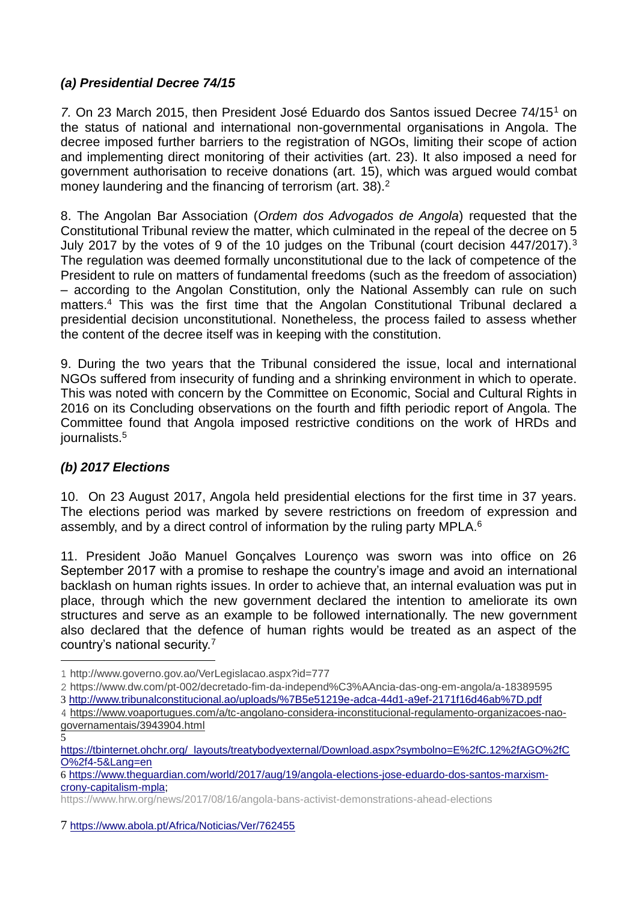### *(a) Presidential Decree 74/15*

*7.* On 23 March 2015, then President José Eduardo dos Santos issued Decree 74/15[1] on the status of national and international non-governmental organisations in Angola. The decree imposed further barriers to the registration of NGOs, limiting their scope of action and implementing direct monitoring of their activities (art. 23). It also imposed a need for government authorisation to receive donations (art. 15), which was argued would combat money laundering and the financing of terrorism (art. 38).[2]

8. The Angolan Bar Association (*Ordem dos Advogados de Angola*) requested that the Constitutional Tribunal review the matter, which culminated in the repeal of the decree on 5 July 2017 by the votes of 9 of the 10 judges on the Tribunal (court decision 447/2017).[3] The regulation was deemed formally unconstitutional due to the lack of competence of the President to rule on matters of fundamental freedoms (such as the freedom of association) – according to the Angolan Constitution, only the National Assembly can rule on such matters.[4] This was the first time that the Angolan Constitutional Tribunal declared a presidential decision unconstitutional. Nonetheless, the process failed to assess whether the content of the decree itself was in keeping with the constitution.

9. During the two years that the Tribunal considered the issue, local and international NGOs suffered from insecurity of funding and a shrinking environment in which to operate. This was noted with concern by the Committee on Economic, Social and Cultural Rights in 2016 on its Concluding observations on the fourth and fifth periodic report of Angola. The Committee found that Angola imposed restrictive conditions on the work of HRDs and journalists.[5]

### *(b) 2017 Elections*

10. On 23 August 2017, Angola held presidential elections for the first time in 37 years. The elections period was marked by severe restrictions on freedom of expression and assembly, and by a direct control of information by the ruling party MPLA.[6]

11. President João Manuel Gonçalves Lourenço was sworn was into office on 26 September 2017 with a promise to reshape the country's image and avoid an international backlash on human rights issues. In order to achieve that, an internal evaluation was put in place, through which the new government declared the intention to ameliorate its own structures and serve as an example to be followed internationally. The new government also declared that the defence of human rights would be treated as an aspect of the country's national security.[7]

---

1 http://www.governo.gov.ao/VerLegislacao.aspx?id=777

2 https://www.dw.com/pt-002/decretado-fim-da-independ%C3%AAncia-das-ong-em-angola/a-18389595

3 http://www.tribunalconstitucional.ao/uploads/%7B5e51219e-adca-44d1-a9ef-2171f16d46ab%7D.pdf

4 https://www.voaportugues.com/a/tc-angolano-considera-inconstitucional-regulamento-organizacoes-nao-governamentais/3943904.html

5 https://tbinternet.ohchr.org/_layouts/treatybodyexternal/Download.aspx?symbolno=E%2fC.12%2fAGO%2fCO%2f4-5&Lang=en

6 https://www.theguardian.com/world/2017/aug/19/angola-elections-jose-eduardo-dos-santos-marxism-crony-capitalism-mpla; https://www.hrw.org/news/2017/08/16/angola-bans-activist-demonstrations-ahead-elections

7 https://www.abola.pt/Africa/Noticias/Ver/762455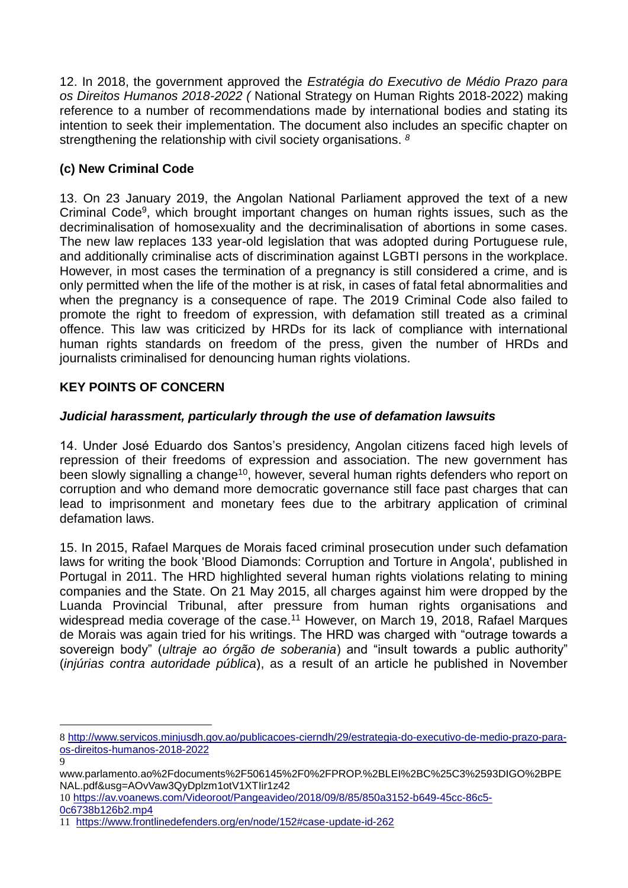12. In 2018, the government approved the *Estratégia do Executivo de Médio Prazo para os Direitos Humanos 2018-2022 (* National Strategy on Human Rights 2018-2022) making reference to a number of recommendations made by international bodies and stating its intention to seek their implementation. The document also includes an specific chapter on strengthening the relationship with civil society organisations. [8]

### (c) New Criminal Code

13. On 23 January 2019, the Angolan National Parliament approved the text of a new Criminal Code[9], which brought important changes on human rights issues, such as the decriminalisation of homosexuality and the decriminalisation of abortions in some cases. The new law replaces 133 year-old legislation that was adopted during Portuguese rule, and additionally criminalise acts of discrimination against LGBTI persons in the workplace. However, in most cases the termination of a pregnancy is still considered a crime, and is only permitted when the life of the mother is at risk, in cases of fatal fetal abnormalities and when the pregnancy is a consequence of rape. The 2019 Criminal Code also failed to promote the right to freedom of expression, with defamation still treated as a criminal offence. This law was criticized by HRDs for its lack of compliance with international human rights standards on freedom of the press, given the number of HRDs and journalists criminalised for denouncing human rights violations.

## KEY POINTS OF CONCERN

### *Judicial harassment, particularly through the use of defamation lawsuits*

14. Under José Eduardo dos Santos's presidency, Angolan citizens faced high levels of repression of their freedoms of expression and association. The new government has been slowly signalling a change[10], however, several human rights defenders who report on corruption and who demand more democratic governance still face past charges that can lead to imprisonment and monetary fees due to the arbitrary application of criminal defamation laws.

15. In 2015, Rafael Marques de Morais faced criminal prosecution under such defamation laws for writing the book 'Blood Diamonds: Corruption and Torture in Angola', published in Portugal in 2011. The HRD highlighted several human rights violations relating to mining companies and the State. On 21 May 2015, all charges against him were dropped by the Luanda Provincial Tribunal, after pressure from human rights organisations and widespread media coverage of the case.[11] However, on March 19, 2018, Rafael Marques de Morais was again tried for his writings. The HRD was charged with "outrage towards a sovereign body" (*ultraje ao órgão de soberania*) and "insult towards a public authority" (*injúrias contra autoridade pública*), as a result of an article he published in November

---

8 http://www.servicos.minjusdh.gov.ao/publicacoes-cierndh/29/estrategia-do-executivo-de-medio-prazo-para-os-direitos-humanos-2018-2022

9 www.parlamento.ao%2Fdocuments%2F506145%2F0%2FPROP.%2BLEI%2BC%25C3%2593DIGO%2BPENAL.pdf&usg=AOvVaw3QyDplzm1otV1XTIir1z42

10 https://av.voanews.com/Videoroot/Pangeavideo/2018/09/8/85/850a3152-b649-45cc-86c5-0c6738b126b2.mp4

11 https://www.frontlinedefenders.org/en/node/152#case-update-id-262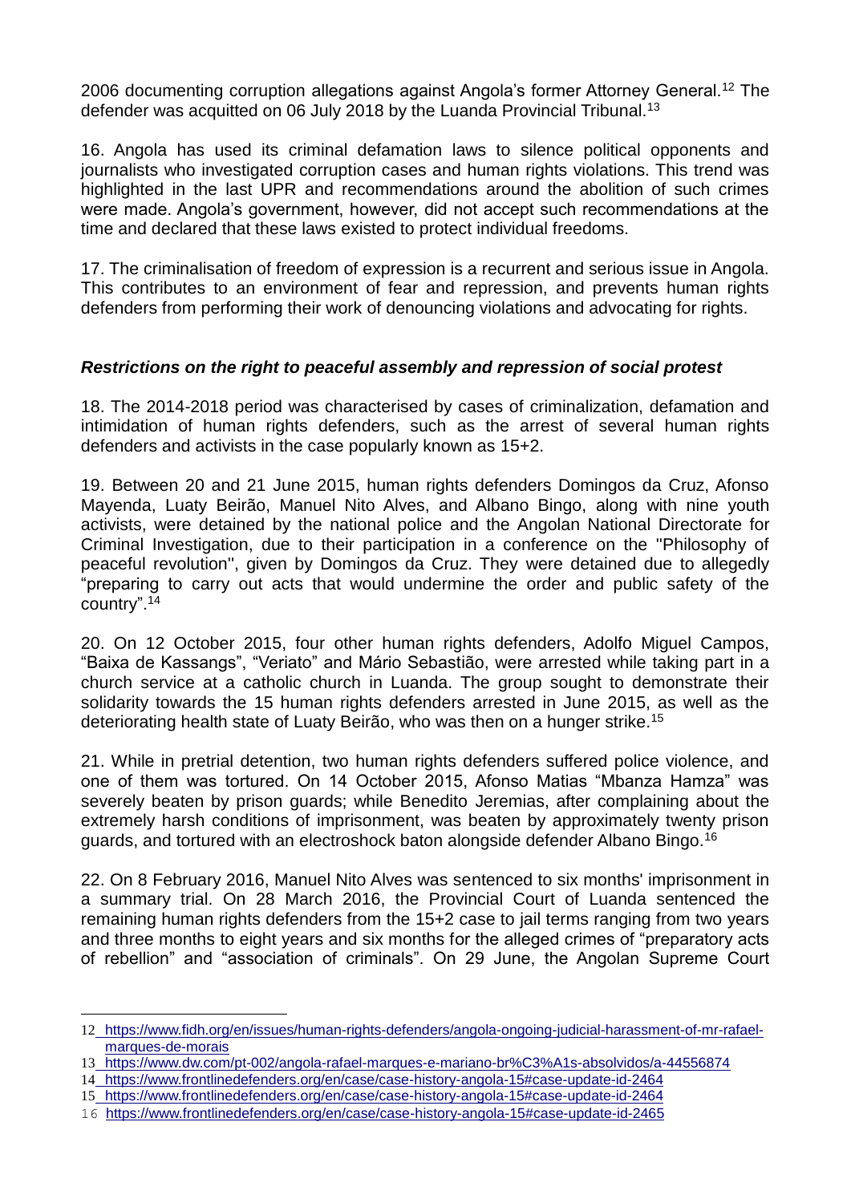2006 documenting corruption allegations against Angola's former Attorney General.[12] The defender was acquitted on 06 July 2018 by the Luanda Provincial Tribunal.[13]

16. Angola has used its criminal defamation laws to silence political opponents and journalists who investigated corruption cases and human rights violations. This trend was highlighted in the last UPR and recommendations around the abolition of such crimes were made. Angola's government, however, did not accept such recommendations at the time and declared that these laws existed to protect individual freedoms.

17. The criminalisation of freedom of expression is a recurrent and serious issue in Angola. This contributes to an environment of fear and repression, and prevents human rights defenders from performing their work of denouncing violations and advocating for rights.

### *Restrictions on the right to peaceful assembly and repression of social protest*

18. The 2014-2018 period was characterised by cases of criminalization, defamation and intimidation of human rights defenders, such as the arrest of several human rights defenders and activists in the case popularly known as 15+2.

19. Between 20 and 21 June 2015, human rights defenders Domingos da Cruz, Afonso Mayenda, Luaty Beirão, Manuel Nito Alves, and Albano Bingo, along with nine youth activists, were detained by the national police and the Angolan National Directorate for Criminal Investigation, due to their participation in a conference on the "Philosophy of peaceful revolution", given by Domingos da Cruz. They were detained due to allegedly "preparing to carry out acts that would undermine the order and public safety of the country".[14]

20. On 12 October 2015, four other human rights defenders, Adolfo Miguel Campos, "Baixa de Kassangs", "Veriato" and Mário Sebastião, were arrested while taking part in a church service at a catholic church in Luanda. The group sought to demonstrate their solidarity towards the 15 human rights defenders arrested in June 2015, as well as the deteriorating health state of Luaty Beirão, who was then on a hunger strike.[15]

21. While in pretrial detention, two human rights defenders suffered police violence, and one of them was tortured. On 14 October 2015, Afonso Matias "Mbanza Hamza" was severely beaten by prison guards; while Benedito Jeremias, after complaining about the extremely harsh conditions of imprisonment, was beaten by approximately twenty prison guards, and tortured with an electroshock baton alongside defender Albano Bingo.[16]

22. On 8 February 2016, Manuel Nito Alves was sentenced to six months' imprisonment in a summary trial. On 28 March 2016, the Provincial Court of Luanda sentenced the remaining human rights defenders from the 15+2 case to jail terms ranging from two years and three months to eight years and six months for the alleged crimes of "preparatory acts of rebellion" and "association of criminals". On 29 June, the Angolan Supreme Court

---

12 https://www.fidh.org/en/issues/human-rights-defenders/angola-ongoing-judicial-harassment-of-mr-rafael-marques-de-morais

13 https://www.dw.com/pt-002/angola-rafael-marques-e-mariano-br%C3%A1s-absolvidos/a-44556874

14 https://www.frontlinedefenders.org/en/case/case-history-angola-15#case-update-id-2464

15 https://www.frontlinedefenders.org/en/case/case-history-angola-15#case-update-id-2464

16 https://www.frontlinedefenders.org/en/case/case-history-angola-15#case-update-id-2465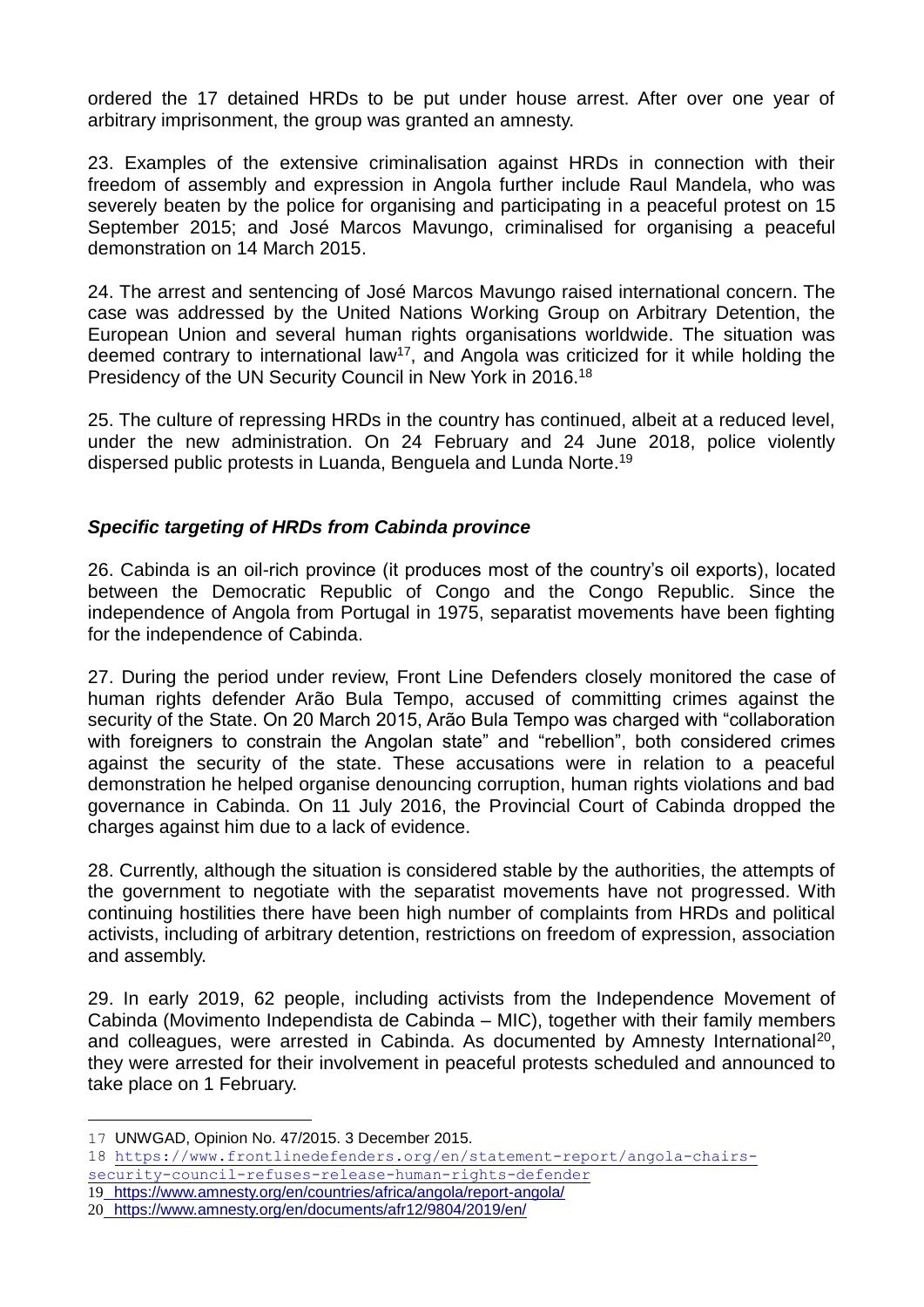ordered the 17 detained HRDs to be put under house arrest. After over one year of arbitrary imprisonment, the group was granted an amnesty.

23. Examples of the extensive criminalisation against HRDs in connection with their freedom of assembly and expression in Angola further include Raul Mandela, who was severely beaten by the police for organising and participating in a peaceful protest on 15 September 2015; and José Marcos Mavungo, criminalised for organising a peaceful demonstration on 14 March 2015.

24. The arrest and sentencing of José Marcos Mavungo raised international concern. The case was addressed by the United Nations Working Group on Arbitrary Detention, the European Union and several human rights organisations worldwide. The situation was deemed contrary to international law[17], and Angola was criticized for it while holding the Presidency of the UN Security Council in New York in 2016.[18]

25. The culture of repressing HRDs in the country has continued, albeit at a reduced level, under the new administration. On 24 February and 24 June 2018, police violently dispersed public protests in Luanda, Benguela and Lunda Norte.[19]

### *Specific targeting of HRDs from Cabinda province*

26. Cabinda is an oil-rich province (it produces most of the country's oil exports), located between the Democratic Republic of Congo and the Congo Republic. Since the independence of Angola from Portugal in 1975, separatist movements have been fighting for the independence of Cabinda.

27. During the period under review, Front Line Defenders closely monitored the case of human rights defender Arão Bula Tempo, accused of committing crimes against the security of the State. On 20 March 2015, Arão Bula Tempo was charged with "collaboration with foreigners to constrain the Angolan state" and "rebellion", both considered crimes against the security of the state. These accusations were in relation to a peaceful demonstration he helped organise denouncing corruption, human rights violations and bad governance in Cabinda. On 11 July 2016, the Provincial Court of Cabinda dropped the charges against him due to a lack of evidence.

28. Currently, although the situation is considered stable by the authorities, the attempts of the government to negotiate with the separatist movements have not progressed. With continuing hostilities there have been high number of complaints from HRDs and political activists, including of arbitrary detention, restrictions on freedom of expression, association and assembly.

29. In early 2019, 62 people, including activists from the Independence Movement of Cabinda (Movimento Independista de Cabinda – MIC), together with their family members and colleagues, were arrested in Cabinda. As documented by Amnesty International[20], they were arrested for their involvement in peaceful protests scheduled and announced to take place on 1 February.

---

17 UNWGAD, Opinion No. 47/2015. 3 December 2015.

18 https://www.frontlinedefenders.org/en/statement-report/angola-chairs-security-council-refuses-release-human-rights-defender

19 https://www.amnesty.org/en/countries/africa/angola/report-angola/

20 https://www.amnesty.org/en/documents/afr12/9804/2019/en/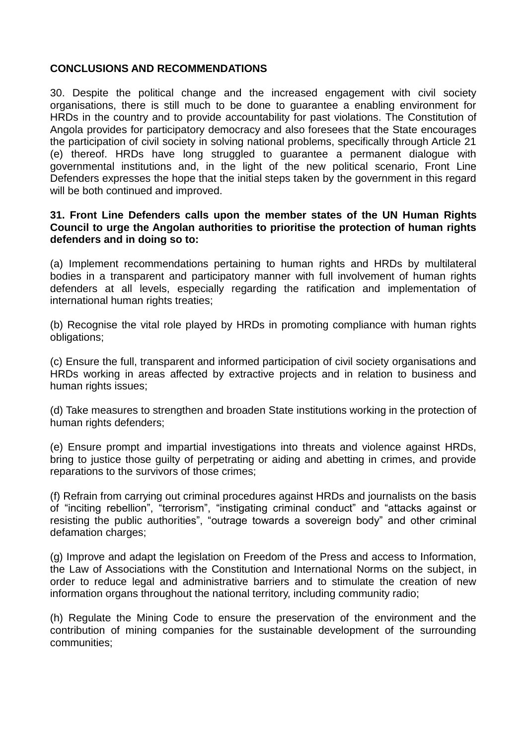## CONCLUSIONS AND RECOMMENDATIONS

30. Despite the political change and the increased engagement with civil society organisations, there is still much to be done to guarantee a enabling environment for HRDs in the country and to provide accountability for past violations. The Constitution of Angola provides for participatory democracy and also foresees that the State encourages the participation of civil society in solving national problems, specifically through Article 21 (e) thereof. HRDs have long struggled to guarantee a permanent dialogue with governmental institutions and, in the light of the new political scenario, Front Line Defenders expresses the hope that the initial steps taken by the government in this regard will be both continued and improved.

**31. Front Line Defenders calls upon the member states of the UN Human Rights Council to urge the Angolan authorities to prioritise the protection of human rights defenders and in doing so to:**

(a) Implement recommendations pertaining to human rights and HRDs by multilateral bodies in a transparent and participatory manner with full involvement of human rights defenders at all levels, especially regarding the ratification and implementation of international human rights treaties;

(b) Recognise the vital role played by HRDs in promoting compliance with human rights obligations;

(c) Ensure the full, transparent and informed participation of civil society organisations and HRDs working in areas affected by extractive projects and in relation to business and human rights issues;

(d) Take measures to strengthen and broaden State institutions working in the protection of human rights defenders;

(e) Ensure prompt and impartial investigations into threats and violence against HRDs, bring to justice those guilty of perpetrating or aiding and abetting in crimes, and provide reparations to the survivors of those crimes;

(f) Refrain from carrying out criminal procedures against HRDs and journalists on the basis of "inciting rebellion", "terrorism", "instigating criminal conduct" and "attacks against or resisting the public authorities", "outrage towards a sovereign body" and other criminal defamation charges;

(g) Improve and adapt the legislation on Freedom of the Press and access to Information, the Law of Associations with the Constitution and International Norms on the subject, in order to reduce legal and administrative barriers and to stimulate the creation of new information organs throughout the national territory, including community radio;

(h) Regulate the Mining Code to ensure the preservation of the environment and the contribution of mining companies for the sustainable development of the surrounding communities;